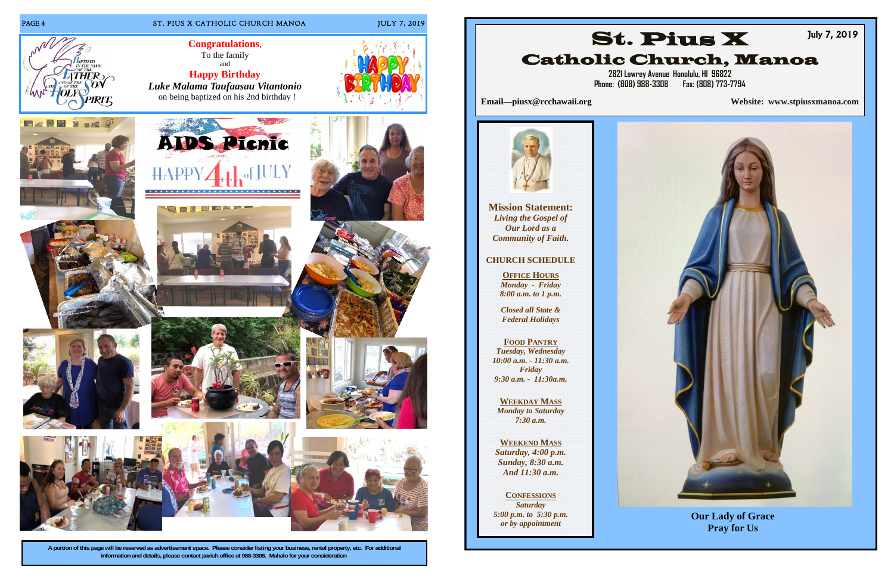**Congratulations,**
To the family
and
**Happy Birthday**
***Luke Malama Taufaasau Vitantonio***
on being baptized on his 2nd birthday !

# AIDS Picnic

HAPPY 4th of JULY

A portion of this page will be reserved as advertisement space. Please consider listing your business, rental property, etc. For additional information and details, please contact parish office at 988-3308. Mahalo for your consideration

# St. Pius X Catholic Church, Manoa

July 7, 2019

2821 Lowrey Avenue Honolulu, HI 96822
Phone: (808) 988-3308 Fax: (808) 773-7794

**Email—piusx@rcchawaii.org**

**Website: www.stpiusxmanoa.com**

**Mission Statement:**
***Living the Gospel of Our Lord as a Community of Faith.***

**CHURCH SCHEDULE**

**OFFICE HOURS**
*Monday - Friday*
*8:00 a.m. to 1 p.m.*

*Closed all State & Federal Holidays*

**FOOD PANTRY**
*Tuesday, Wednesday*
*10:00 a.m. - 11:30 a.m.*
*Friday*
*9:30 a.m. - 11:30a.m.*

**WEEKDAY MASS**
*Monday to Saturday*
*7:30 a.m.*

**WEEKEND MASS**
*Saturday, 4:00 p.m.*
*Sunday, 8:30 a.m.*
*And 11:30 a.m.*

**CONFESSIONS**
*Saturday*
*5:00 p.m. to 5:30 p.m.*
*or by appointment*

**Our Lady of Grace**
**Pray for Us**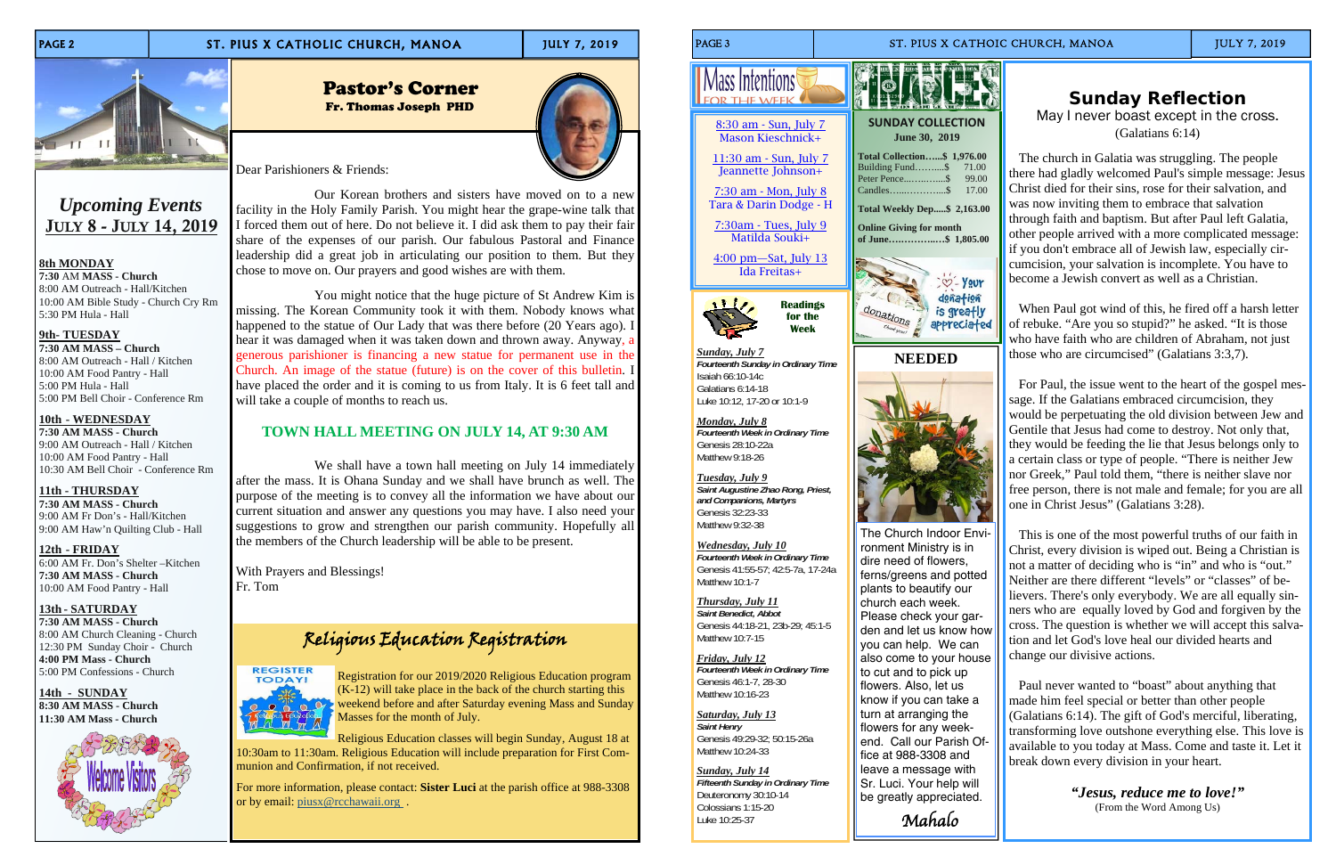## Upcoming Events

### JULY 8 - JULY 14, 2019

**8th MONDAY**
**7:30 AM MASS - Church**
8:00 AM Outreach - Hall/Kitchen
10:00 AM Bible Study - Church Cry Rm
5:30 PM Hula - Hall

**9th- TUESDAY**
**7:30 AM MASS – Church**
8:00 AM Outreach - Hall / Kitchen
10:00 AM Food Pantry - Hall
5:00 PM Hula - Hall
5:00 PM Bell Choir - Conference Rm

**10th - WEDNESDAY**
**7:30 AM MASS - Church**
9:00 AM Outreach - Hall / Kitchen
10:00 AM Food Pantry - Hall
10:30 AM Bell Choir - Conference Rm

**11th - THURSDAY**
**7:30 AM MASS - Church**
9:00 AM Fr Don's - Hall/Kitchen
9:00 AM Haw'n Quilting Club - Hall

**12th - FRIDAY**
6:00 AM Fr. Don's Shelter –Kitchen
**7:30 AM MASS - Church**
10:00 AM Food Pantry - Hall

**13th - SATURDAY**
**7:30 AM MASS - Church**
8:00 AM Church Cleaning - Church
12:30 PM Sunday Choir - Church
**4:00 PM Mass - Church**
5:00 PM Confessions - Church

**14th - SUNDAY**
**8:30 AM MASS - Church**
**11:30 AM Mass - Church**

## Pastor's Corner

**Fr. Thomas Joseph PHD**

Dear Parishioners & Friends:

Our Korean brothers and sisters have moved on to a new facility in the Holy Family Parish. You might hear the grape-vine talk that I forced them out of here. Do not believe it. I did ask them to pay their fair share of the expenses of our parish. Our fabulous Pastoral and Finance leadership did a great job in articulating our position to them. But they chose to move on. Our prayers and good wishes are with them.

You might notice that the huge picture of St Andrew Kim is missing. The Korean Community took it with them. Nobody knows what happened to the statue of Our Lady that was there before (20 Years ago). I hear it was damaged when it was taken down and thrown away. Anyway, a generous parishioner is financing a new statue for permanent use in the Church. An image of the statue (future) is on the cover of this bulletin. I have placed the order and it is coming to us from Italy. It is 6 feet tall and will take a couple of months to reach us.

### TOWN HALL MEETING ON JULY 14, AT 9:30 AM

We shall have a town hall meeting on July 14 immediately after the mass. It is Ohana Sunday and we shall have brunch as well. The purpose of the meeting is to convey all the information we have about our current situation and answer any questions you may have. I also need your suggestions to grow and strengthen our parish community. Hopefully all the members of the Church leadership will be able to be present.

With Prayers and Blessings!
Fr. Tom

## Religious Education Registration

REGISTER TODAY!

Registration for our 2019/2020 Religious Education program (K-12) will take place in the back of the church starting this weekend before and after Saturday evening Mass and Sunday Masses for the month of July.

Religious Education classes will begin Sunday, August 18 at 10:30am to 11:30am. Religious Education will include preparation for First Communion and Confirmation, if not received.

For more information, please contact: **Sister Luci** at the parish office at 988-3308 or by email: piusx@rcchawaii.org .

## Mass Intentions for the Week

8:30 am - Sun, July 7
Mason Kieschnick+

11:30 am - Sun, July 7
Jeannette Johnson+

7:30 am - Mon, July 8
Tara & Darin Dodge - H

7:30am - Tues, July 9
Matilda Souki+

4:00 pm—Sat, July 13
Ida Freitas+

## Readings for the Week

***Sunday, July 7***
***Fourteenth Sunday in Ordinary Time***
Isaiah 66:10-14c
Galatians 6:14-18
Luke 10:1-12, 17-20 or 10:1-9

***Monday, July 8***
***Fourteenth Week in Ordinary Time***
Genesis 28:10-22a
Matthew 9:18-26

***Tuesday, July 9***
***Saint Augustine Zhao Rong, Priest, and Companions, Martyrs***
Genesis 32:23-33
Matthew 9:32-38

***Wednesday, July 10***
***Fourteenth Week in Ordinary Time***
Genesis 41:55-57; 42:5-7a, 17-24a
Matthew 10:1-7

***Thursday, July 11***
***Saint Benedict, Abbot***
Genesis 44:18-21, 23b-29; 45:1-5
Matthew 10:7-15

***Friday, July 12***
***Fourteenth Week in Ordinary Time***
Genesis 46:1-7, 28-30
Matthew 10:16-23

***Saturday, July 13***
***Saint Henry***
Genesis 49:29-32; 50:15-26a
Matthew 10:24-33

***Sunday, July 14***
***Fifteenth Sunday in Ordinary Time***
Deuteronomy 30:10-14
Colossians 1:15-20
Luke 10:25-37

## FINANCES

### SUNDAY COLLECTION

**June 30, 2019**

| | |
|---|---|
| **Total Collection……** | **$ 1,976.00** |
| Building Fund………. | $ 71.00 |
| Peter Pence………….. | $ 99.00 |
| Candles……………… | $ 17.00 |
| **Total Weekly Dep…..** | **$ 2,163.00** |
| **Online Giving for month of June……………..** | **$ 1,805.00** |

Your donation is greatly appreciated

## NEEDED

The Church Indoor Environment Ministry is in dire need of flowers, ferns/greens and potted plants to beautify our church each week. Please check your garden and let us know how you can help. We can also come to your house to cut and to pick up flowers. Also, let us know if you can take a turn at arranging the flowers for any weekend. Call our Parish Office at 988-3308 and leave a message with Sr. Luci. Your help will be greatly appreciated.

*Mahalo*

## Sunday Reflection

May I never boast except in the cross.
(Galatians 6:14)

The church in Galatia was struggling. The people there had gladly welcomed Paul's simple message: Jesus Christ died for their sins, rose for their salvation, and was now inviting them to embrace that salvation through faith and baptism. But after Paul left Galatia, other people arrived with a more complicated message: if you don't embrace all of Jewish law, especially circumcision, your salvation is incomplete. You have to become a Jewish convert as well as a Christian.

When Paul got wind of this, he fired off a harsh letter of rebuke. "Are you so stupid?" he asked. "It is those who have faith who are children of Abraham, not just those who are circumcised" (Galatians 3:3,7).

For Paul, the issue went to the heart of the gospel message. If the Galatians embraced circumcision, they would be perpetuating the old division between Jew and Gentile that Jesus had come to destroy. Not only that, they would be feeding the lie that Jesus belongs only to a certain class or type of people. "There is neither Jew nor Greek," Paul told them, "there is neither slave nor free person, there is not male and female; for you are all one in Christ Jesus" (Galatians 3:28).

This is one of the most powerful truths of our faith in Christ, every division is wiped out. Being a Christian is not a matter of deciding who is "in" and who is "out." Neither are there different "levels" or "classes" of believers. There's only everybody. We are all equally sinners who are equally loved by God and forgiven by the cross. The question is whether we will accept this salvation and let God's love heal our divided hearts and change our divisive actions.

Paul never wanted to "boast" about anything that made him feel special or better than other people (Galatians 6:14). The gift of God's merciful, liberating, transforming love outshone everything else. This love is available to you today at Mass. Come and taste it. Let it break down every division in your heart.

***"Jesus, reduce me to love!"***
(From the Word Among Us)